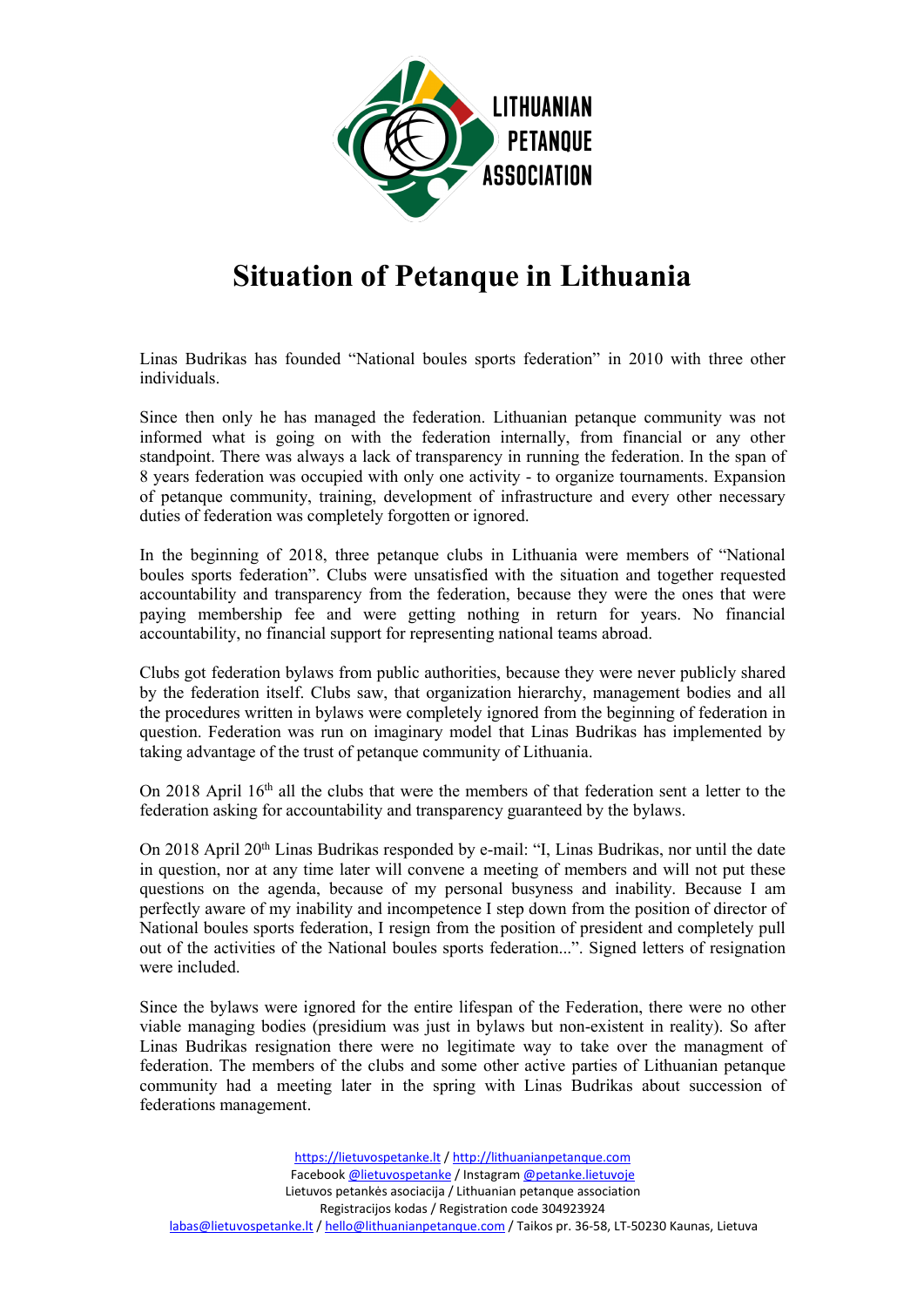# Situation of Petanque in Lithuania

Linas Budrikas has founded "National boules sports federation" in 2010 with three other individuals.

Since then only he has managed the federation. Lithuanian petanque community was not informed what is going on with the federation internally, from financial or any other standpoint. There was always a lack of transparency in running the federation. In the span of 8 years federation was occupied with only one activity - to organize tournaments. Expansion of petanque community, training, development of infrastructure and every other necessary duties of federation was completely forgotten or ignored.

In the beginning of 2018, three petanque clubs in Lithuania were members of "National boules sports federation". Clubs were unsatisfied with the situation and together requested accountability and transparency from the federation, because they were the ones that were paying membership fee and were getting nothing in return for years. No financial accountability, no financial support for representing national teams abroad.

Clubs got federation bylaws from public authorities, because they were never publicly shared by the federation itself. Clubs saw, that organization hierarchy, management bodies and all the procedures written in bylaws were completely ignored from the beginning of federation in question. Federation was run on imaginary model that Linas Budrikas has implemented by taking advantage of the trust of petanque community of Lithuania.

On 2018 April 16th all the clubs that were the members of that federation sent a letter to the federation asking for accountability and transparency guaranteed by the bylaws.

On 2018 April 20th Linas Budrikas responded by e-mail: "I, Linas Budrikas, nor until the date in question, nor at any time later will convene a meeting of members and will not put these questions on the agenda, because of my personal busyness and inability. Because I am perfectly aware of my inability and incompetence I step down from the position of director of National boules sports federation, I resign from the position of president and completely pull out of the activities of the National boules sports federation...". Signed letters of resignation were included.

Since the bylaws were ignored for the entire lifespan of the Federation, there were no other viable managing bodies (presidium was just in bylaws but non-existent in reality). So after Linas Budrikas resignation there were no legitimate way to take over the managment of federation. The members of the clubs and some other active parties of Lithuanian petanque community had a meeting later in the spring with Linas Budrikas about succession of federations management.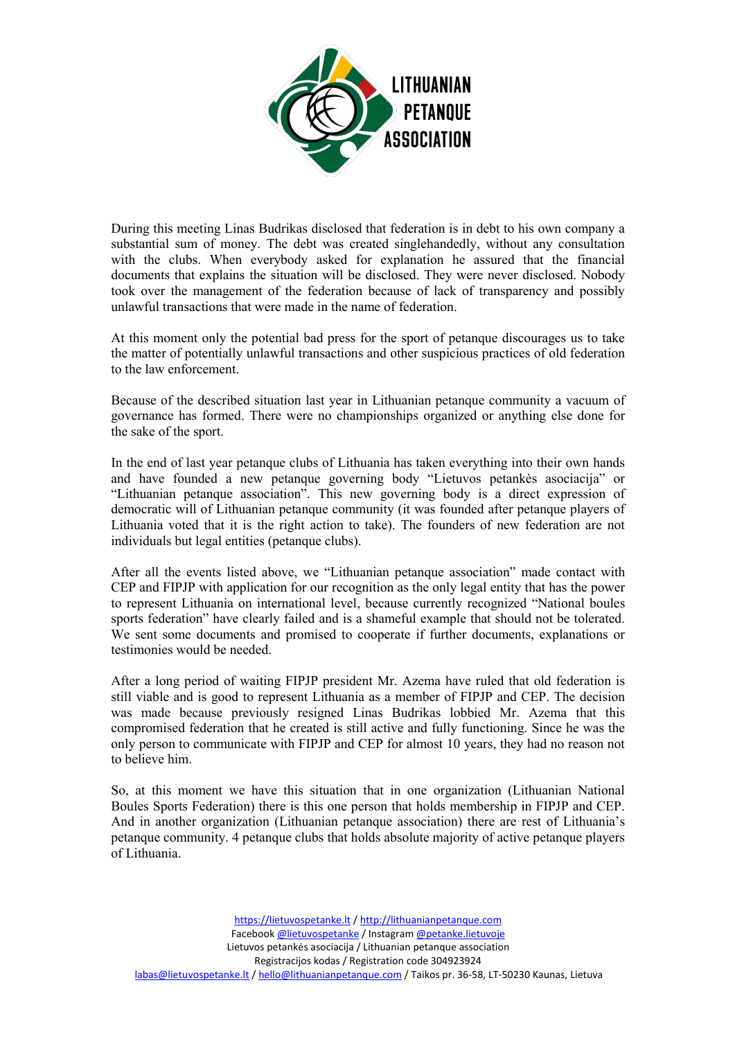During this meeting Linas Budrikas disclosed that federation is in debt to his own company a substantial sum of money. The debt was created singlehandedly, without any consultation with the clubs. When everybody asked for explanation he assured that the financial documents that explains the situation will be disclosed. They were never disclosed. Nobody took over the management of the federation because of lack of transparency and possibly unlawful transactions that were made in the name of federation.

At this moment only the potential bad press for the sport of petanque discourages us to take the matter of potentially unlawful transactions and other suspicious practices of old federation to the law enforcement.

Because of the described situation last year in Lithuanian petanque community a vacuum of governance has formed. There were no championships organized or anything else done for the sake of the sport.

In the end of last year petanque clubs of Lithuania has taken everything into their own hands and have founded a new petanque governing body "Lietuvos petankės asociacija" or "Lithuanian petanque association". This new governing body is a direct expression of democratic will of Lithuanian petanque community (it was founded after petanque players of Lithuania voted that it is the right action to take). The founders of new federation are not individuals but legal entities (petanque clubs).

After all the events listed above, we "Lithuanian petanque association" made contact with CEP and FIPJP with application for our recognition as the only legal entity that has the power to represent Lithuania on international level, because currently recognized "National boules sports federation" have clearly failed and is a shameful example that should not be tolerated. We sent some documents and promised to cooperate if further documents, explanations or testimonies would be needed.

After a long period of waiting FIPJP president Mr. Azema have ruled that old federation is still viable and is good to represent Lithuania as a member of FIPJP and CEP. The decision was made because previously resigned Linas Budrikas lobbied Mr. Azema that this compromised federation that he created is still active and fully functioning. Since he was the only person to communicate with FIPJP and CEP for almost 10 years, they had no reason not to believe him.

So, at this moment we have this situation that in one organization (Lithuanian National Boules Sports Federation) there is this one person that holds membership in FIPJP and CEP. And in another organization (Lithuanian petanque association) there are rest of Lithuania's petanque community. 4 petanque clubs that holds absolute majority of active petanque players of Lithuania.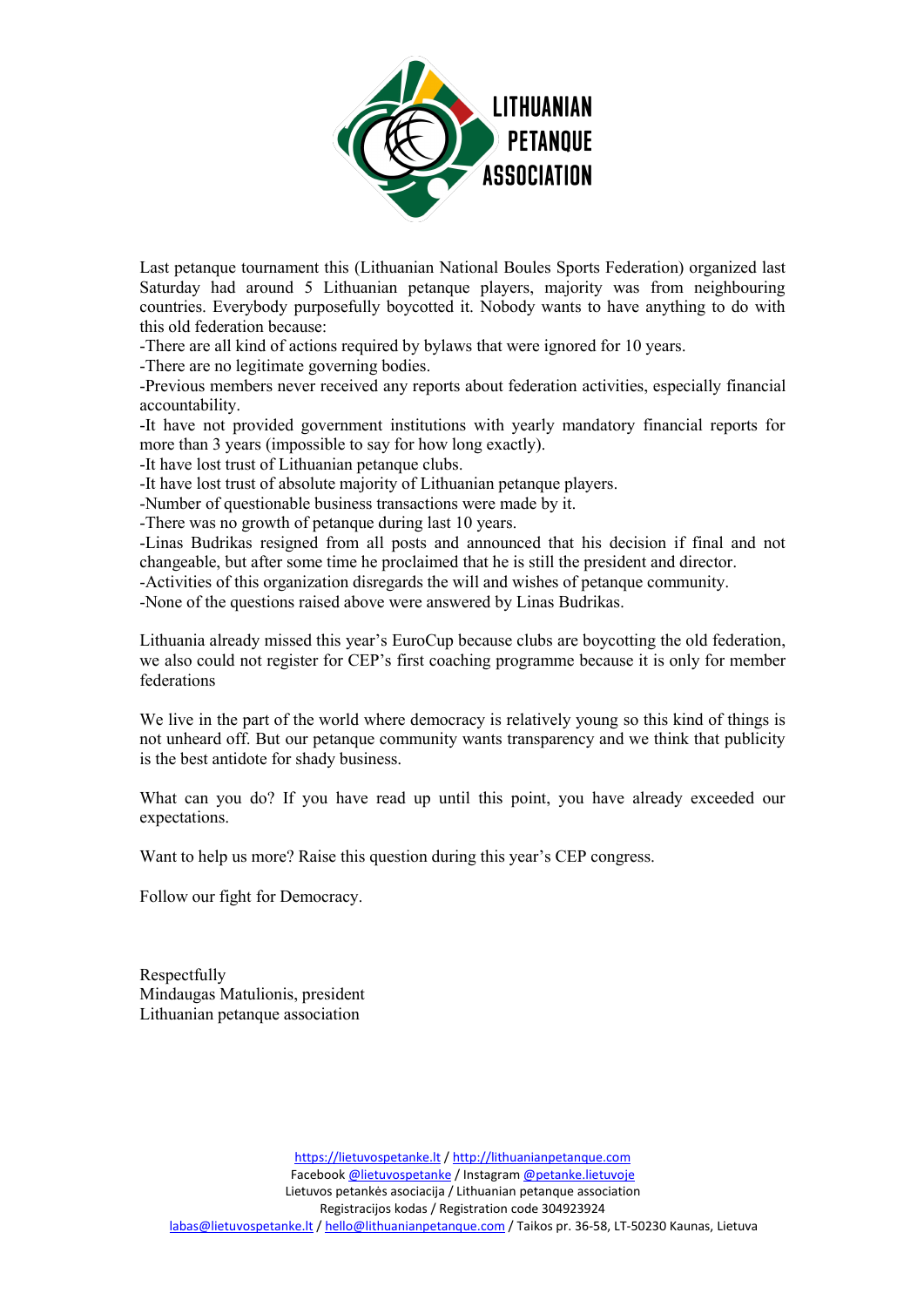LITHUANIAN PETANQUE ASSOCIATION

Last petanque tournament this (Lithuanian National Boules Sports Federation) organized last Saturday had around 5 Lithuanian petanque players, majority was from neighbouring countries. Everybody purposefully boycotted it. Nobody wants to have anything to do with this old federation because:

-There are all kind of actions required by bylaws that were ignored for 10 years.
-There are no legitimate governing bodies.
-Previous members never received any reports about federation activities, especially financial accountability.
-It have not provided government institutions with yearly mandatory financial reports for more than 3 years (impossible to say for how long exactly).
-It have lost trust of Lithuanian petanque clubs.
-It have lost trust of absolute majority of Lithuanian petanque players.
-Number of questionable business transactions were made by it.
-There was no growth of petanque during last 10 years.
-Linas Budrikas resigned from all posts and announced that his decision if final and not changeable, but after some time he proclaimed that he is still the president and director.
-Activities of this organization disregards the will and wishes of petanque community.
-None of the questions raised above were answered by Linas Budrikas.

Lithuania already missed this year's EuroCup because clubs are boycotting the old federation, we also could not register for CEP's first coaching programme because it is only for member federations

We live in the part of the world where democracy is relatively young so this kind of things is not unheard off. But our petanque community wants transparency and we think that publicity is the best antidote for shady business.

What can you do? If you have read up until this point, you have already exceeded our expectations.

Want to help us more? Raise this question during this year's CEP congress.

Follow our fight for Democracy.

Respectfully
Mindaugas Matulionis, president
Lithuanian petanque association

https://lietuvospetanke.lt / http://lithuanianpetanque.com
Facebook @lietuvospetanke / Instagram @petanke.lietuvoje
Lietuvos petankės asociacija / Lithuanian petanque association
Registracijos kodas / Registration code 304923924
labas@lietuvospetanke.lt / hello@lithuanianpetanque.com / Taikos pr. 36-58, LT-50230 Kaunas, Lietuva